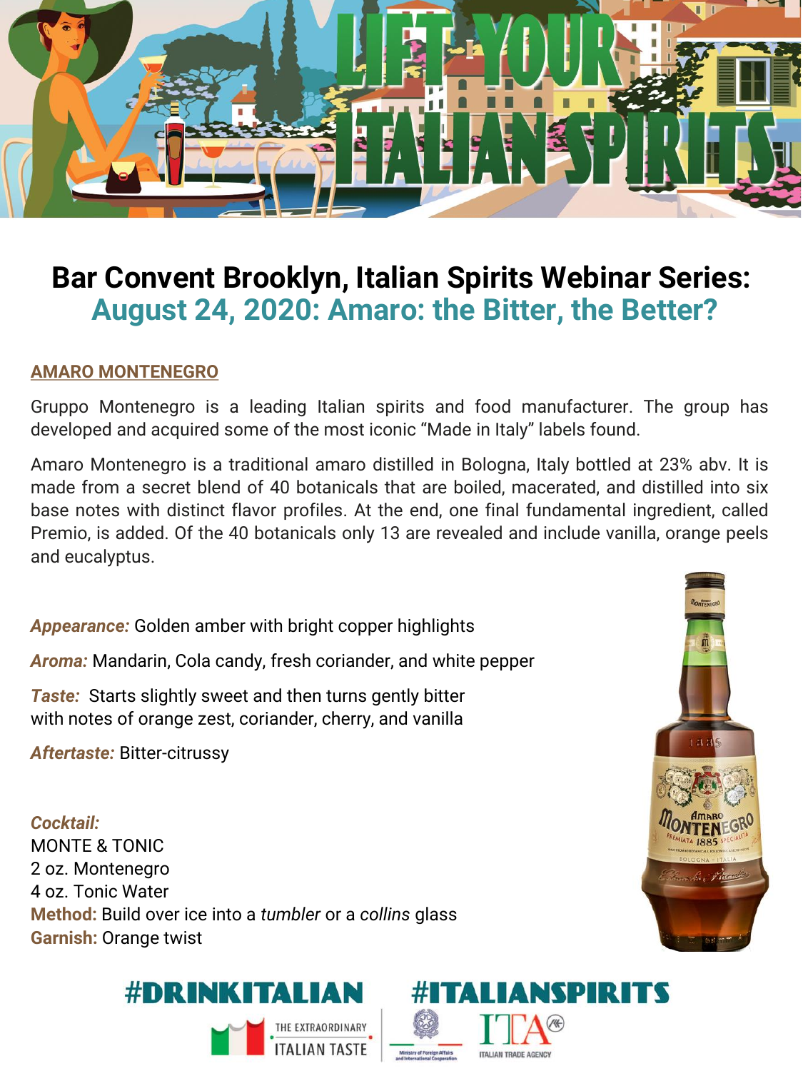# Bar Convent Brooklyn, Italian Spirits Webinar Series:
## August 24, 2020: Amaro: the Bitter, the Better?

**AMARO MONTENEGRO**

Gruppo Montenegro is a leading Italian spirits and food manufacturer. The group has developed and acquired some of the most iconic "Made in Italy" labels found.

Amaro Montenegro is a traditional amaro distilled in Bologna, Italy bottled at 23% abv. It is made from a secret blend of 40 botanicals that are boiled, macerated, and distilled into six base notes with distinct flavor profiles. At the end, one final fundamental ingredient, called Premio, is added. Of the 40 botanicals only 13 are revealed and include vanilla, orange peels and eucalyptus.

***Appearance:*** Golden amber with bright copper highlights

***Aroma:*** Mandarin, Cola candy, fresh coriander, and white pepper

***Taste:*** Starts slightly sweet and then turns gently bitter with notes of orange zest, coriander, cherry, and vanilla

***Aftertaste:*** Bitter-citrussy

***Cocktail:***
MONTE & TONIC
2 oz. Montenegro
4 oz. Tonic Water
**Method:** Build over ice into a *tumbler* or a *collins* glass
**Garnish:** Orange twist

#DRINKITALIAN #ITALIANSPIRITS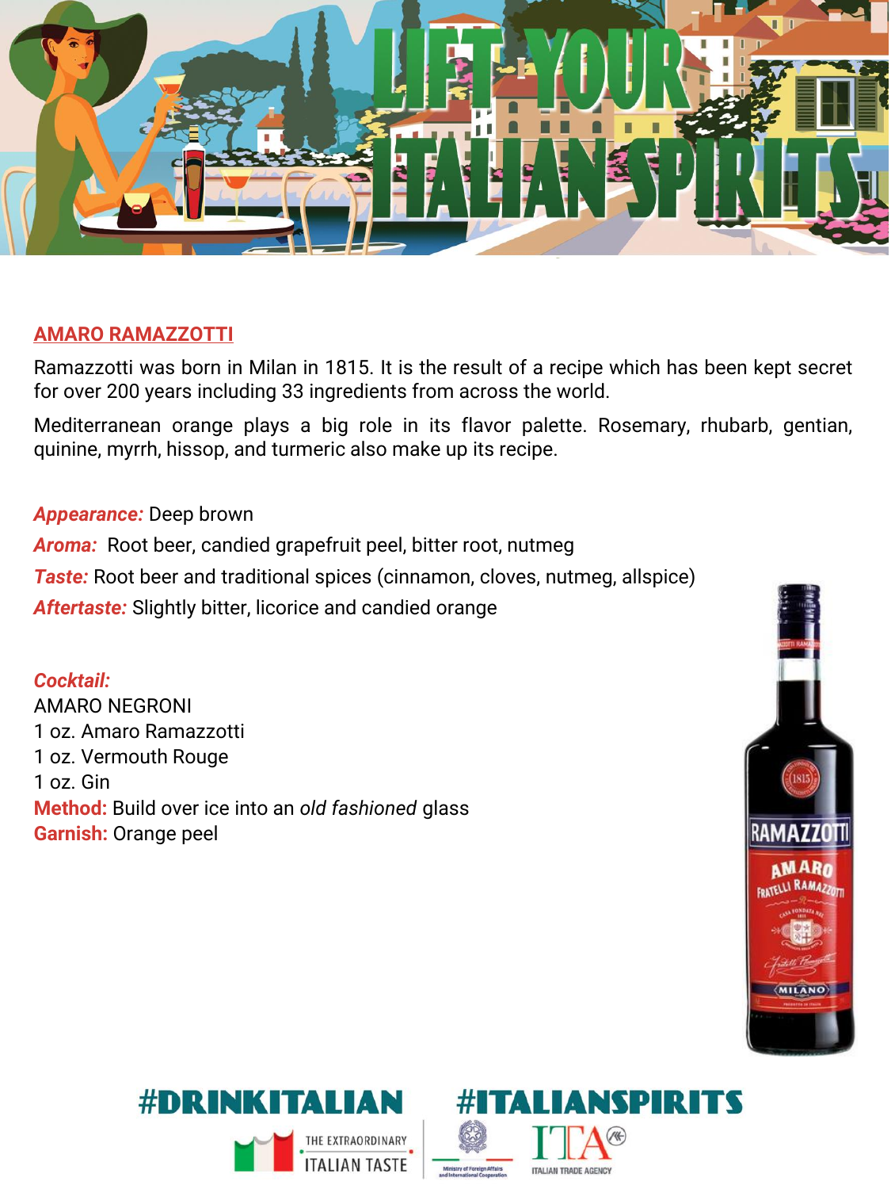# LIFT YOUR ITALIAN SPIRITS

## AMARO RAMAZZOTTI

Ramazzotti was born in Milan in 1815. It is the result of a recipe which has been kept secret for over 200 years including 33 ingredients from across the world.

Mediterranean orange plays a big role in its flavor palette. Rosemary, rhubarb, gentian, quinine, myrrh, hissop, and turmeric also make up its recipe.

***Appearance:*** Deep brown

***Aroma:*** Root beer, candied grapefruit peel, bitter root, nutmeg

***Taste:*** Root beer and traditional spices (cinnamon, cloves, nutmeg, allspice)

***Aftertaste:*** Slightly bitter, licorice and candied orange

***Cocktail:***

AMARO NEGRONI

1 oz. Amaro Ramazzotti

1 oz. Vermouth Rouge

1 oz. Gin

**Method:** Build over ice into an *old fashioned* glass

**Garnish:** Orange peel

#DRINKITALIAN #ITALIANSPIRITS

THE EXTRAORDINARY ITALIAN TASTE

Ministry of Foreign Affairs and International Cooperation

ITA ITALIAN TRADE AGENCY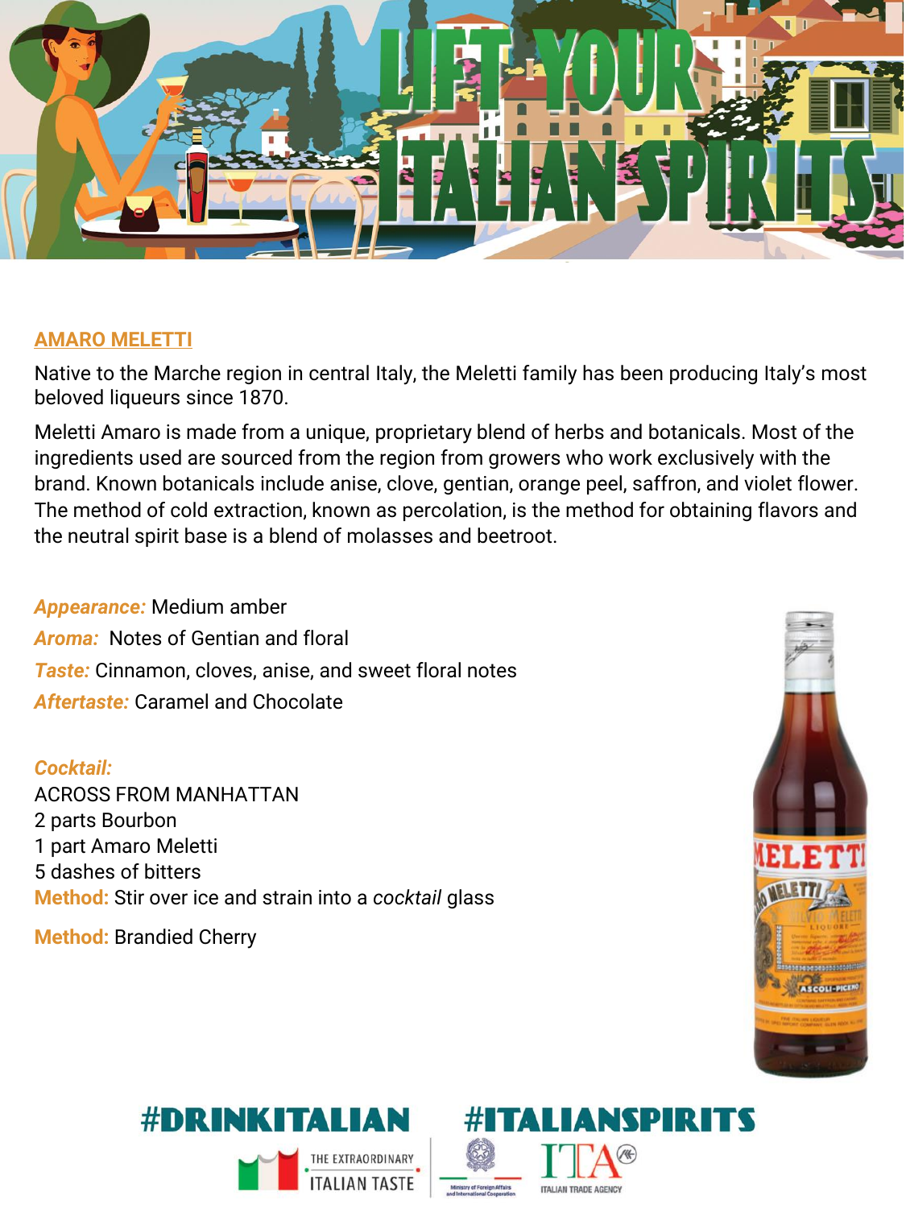# LIFT YOUR ITALIAN SPIRITS

## AMARO MELETTI

Native to the Marche region in central Italy, the Meletti family has been producing Italy's most beloved liqueurs since 1870.

Meletti Amaro is made from a unique, proprietary blend of herbs and botanicals. Most of the ingredients used are sourced from the region from growers who work exclusively with the brand. Known botanicals include anise, clove, gentian, orange peel, saffron, and violet flower. The method of cold extraction, known as percolation, is the method for obtaining flavors and the neutral spirit base is a blend of molasses and beetroot.

***Appearance:*** Medium amber
***Aroma:*** Notes of Gentian and floral
***Taste:*** Cinnamon, cloves, anise, and sweet floral notes
***Aftertaste:*** Caramel and Chocolate

***Cocktail:***
ACROSS FROM MANHATTAN
2 parts Bourbon
1 part Amaro Meletti
5 dashes of bitters
**Method:** Stir over ice and strain into a *cocktail* glass

**Method:** Brandied Cherry

#DRINKITALIAN #ITALIANSPIRITS

THE EXTRAORDINARY ITALIAN TASTE

Ministry of Foreign Affairs and International Cooperation

ITA ITALIAN TRADE AGENCY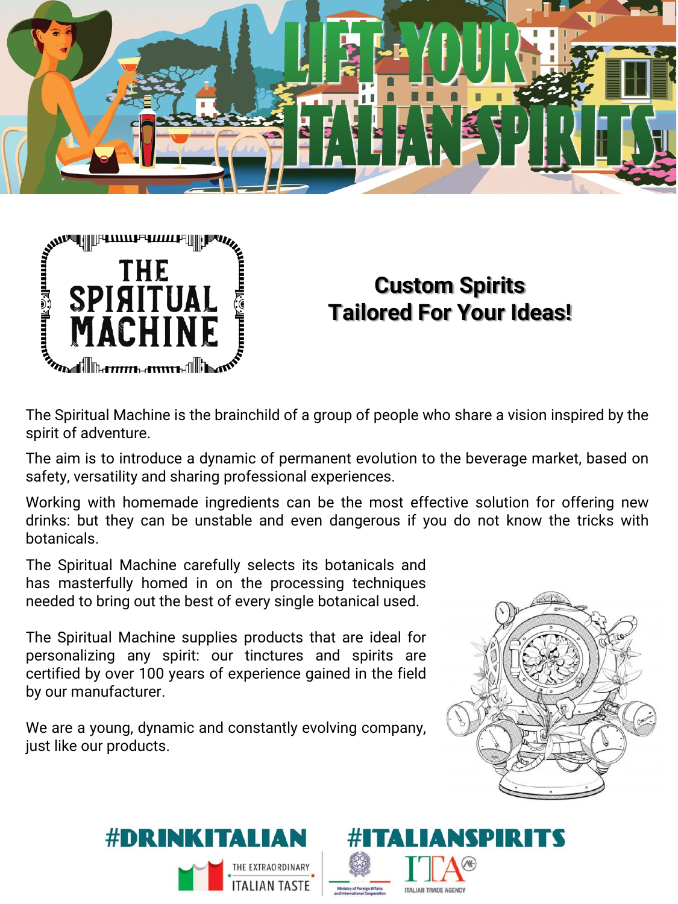# LIFT YOUR ITALIAN SPIRITS

THE SPIRITUAL MACHINE

## Custom Spirits Tailored For Your Ideas!

The Spiritual Machine is the brainchild of a group of people who share a vision inspired by the spirit of adventure.

The aim is to introduce a dynamic of permanent evolution to the beverage market, based on safety, versatility and sharing professional experiences.

Working with homemade ingredients can be the most effective solution for offering new drinks: but they can be unstable and even dangerous if you do not know the tricks with botanicals.

The Spiritual Machine carefully selects its botanicals and has masterfully homed in on the processing techniques needed to bring out the best of every single botanical used.

The Spiritual Machine supplies products that are ideal for personalizing any spirit: our tinctures and spirits are certified by over 100 years of experience gained in the field by our manufacturer.

We are a young, dynamic and constantly evolving company, just like our products.

#DRINKITALIAN #ITALIANSPIRITS

THE EXTRAORDINARY ITALIAN TASTE

Ministry of Foreign Affairs and International Cooperation

ITA ITALIAN TRADE AGENCY